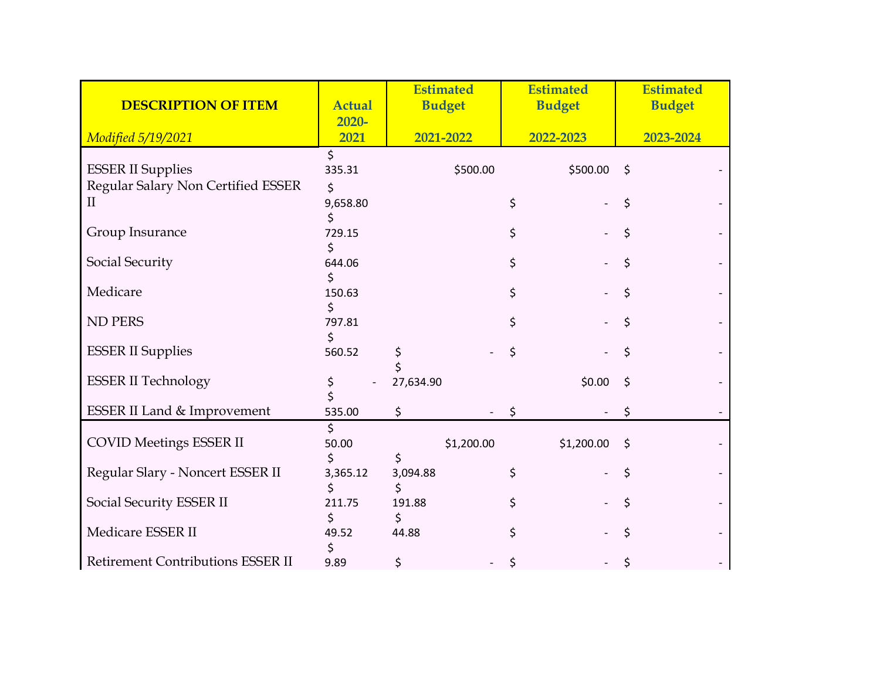| DESCRIPTION OF ITEM<br>*Modified 5/19/2021* | Actual 2020-2021 | Estimated Budget 2021-2022 | Estimated Budget 2022-2023 | Estimated Budget 2023-2024 |
|---|---|---|---|---|
| ESSER II Supplies | $ 335.31 | $500.00 | $500.00 | $ - |
| Regular Salary Non Certified ESSER II | $ 9,658.80 | | $ - | $ - |
| Group Insurance | $ 729.15 | | $ - | $ - |
| Social Security | $ 644.06 | | $ - | $ - |
| Medicare | $ 150.63 | | $ - | $ - |
| ND PERS | $ 797.81 | | $ - | $ - |
| ESSER II Supplies | $ 560.52 | $ - | $ - | $ - |
| ESSER II Technology | $ - | $ 27,634.90 | $0.00 | $ - |
| ESSER II Land & Improvement | $ 535.00 | $ - | $ - | $ - |
| COVID Meetings ESSER II | $ 50.00 | $1,200.00 | $1,200.00 | $ - |
| Regular Slary - Noncert ESSER II | $ 3,365.12 | $ 3,094.88 | $ - | $ - |
| Social Security ESSER II | $ 211.75 | $ 191.88 | $ - | $ - |
| Medicare ESSER II | $ 49.52 | $ 44.88 | $ - | $ - |
| Retirement Contributions ESSER II | $ 9.89 | $ - | $ - | $ - |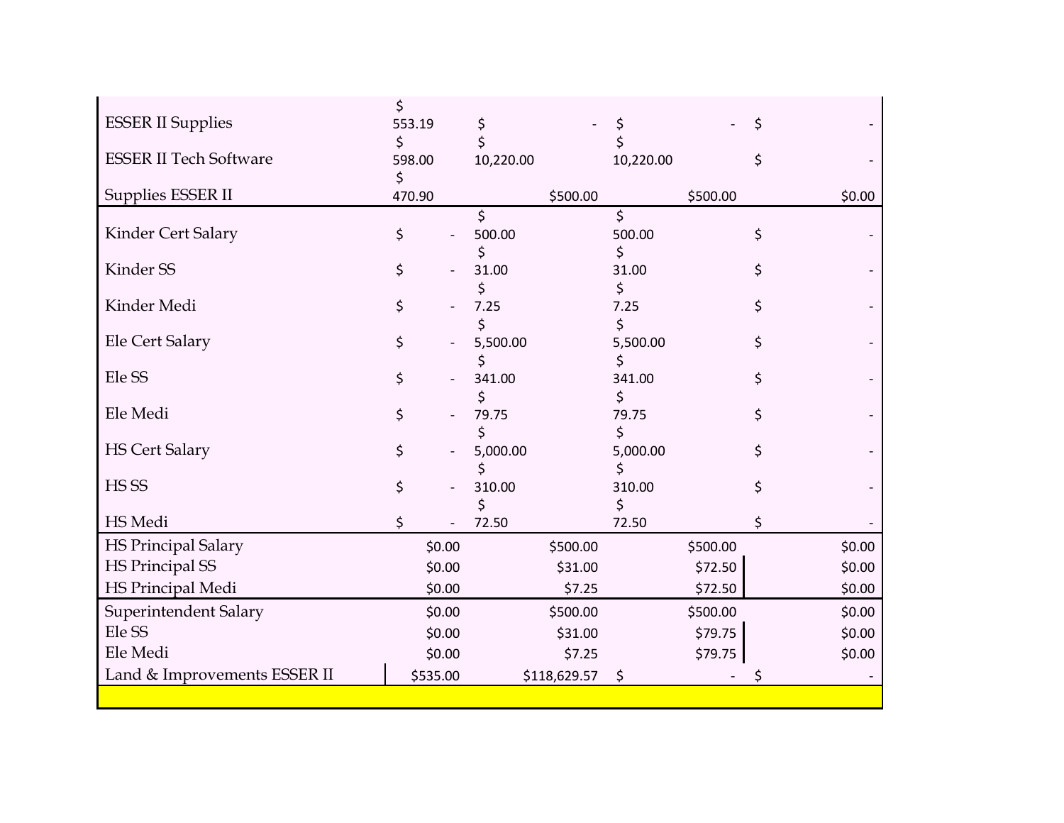| | | | | |
|---|---|---|---|---|
| ESSER II Supplies | $ 553.19 | $ - | $ - | $ - |
| ESSER II Tech Software | $ 598.00 | $ 10,220.00 | $ 10,220.00 | $ - |
| Supplies ESSER II | $ 470.90 | $500.00 | $500.00 | $0.00 |
| Kinder Cert Salary | $ - | $ 500.00 | $ 500.00 | $ - |
| Kinder SS | $ - | $ 31.00 | $ 31.00 | $ - |
| Kinder Medi | $ - | $ 7.25 | $ 7.25 | $ - |
| Ele Cert Salary | $ - | $ 5,500.00 | $ 5,500.00 | $ - |
| Ele SS | $ - | $ 341.00 | $ 341.00 | $ - |
| Ele Medi | $ - | $ 79.75 | $ 79.75 | $ - |
| HS Cert Salary | $ - | $ 5,000.00 | $ 5,000.00 | $ - |
| HS SS | $ - | $ 310.00 | $ 310.00 | $ - |
| HS Medi | $ - | $ 72.50 | $ 72.50 | $ - |
| HS Principal Salary | $0.00 | $500.00 | $500.00 | $0.00 |
| HS Principal SS | $0.00 | $31.00 | $72.50 | $0.00 |
| HS Principal Medi | $0.00 | $7.25 | $72.50 | $0.00 |
| Superintendent Salary | $0.00 | $500.00 | $500.00 | $0.00 |
| Ele SS | $0.00 | $31.00 | $79.75 | $0.00 |
| Ele Medi | $0.00 | $7.25 | $79.75 | $0.00 |
| Land & Improvements ESSER II | $535.00 | $118,629.57 | $ - | $ - |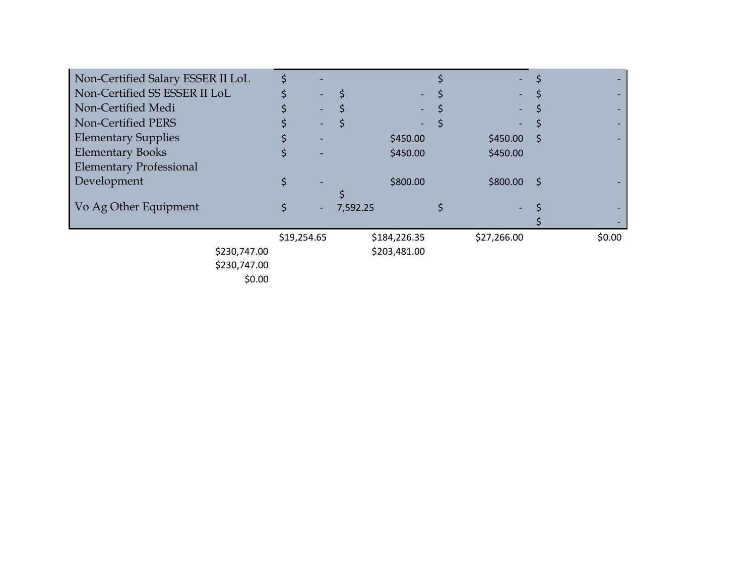| | | | | |
|---|---|---|---|---|
| Non-Certified Salary ESSER II LoL | $ - | | $ - | $ - |
| Non-Certified SS ESSER II LoL | $ - | $ - | $ - | $ - |
| Non-Certified Medi | $ - | $ - | $ - | $ - |
| Non-Certified PERS | $ - | $ - | $ - | $ - |
| Elementary Supplies | $ - | $450.00 | $450.00 | $ - |
| Elementary Books | $ - | $450.00 | $450.00 | |
| Elementary Professional Development | $ - | $800.00 | $800.00 | $ - |
| Vo Ag Other Equipment | $ - | $ 7,592.25 | $ - | $ - |
| | | | | $ - |
| | $19,254.65 | $184,226.35 | $27,266.00 | $0.00 |
| $230,747.00 | | $203,481.00 | | |
| $230,747.00 | | | | |
| $0.00 | | | | |